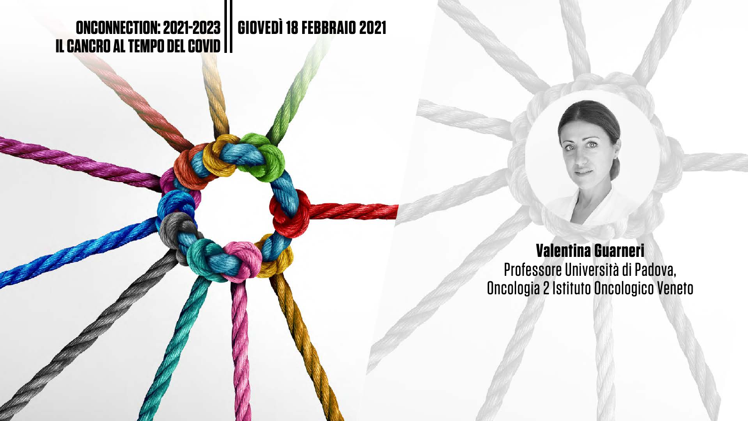# ONCONNECTION: 2021-2023
# IL CANCRO AL TEMPO DEL COVID

## GIOVEDÌ 18 FEBBRAIO 2021

**Valentina Guarneri**
Professore Università di Padova,
Oncologia 2 Istituto Oncologico Veneto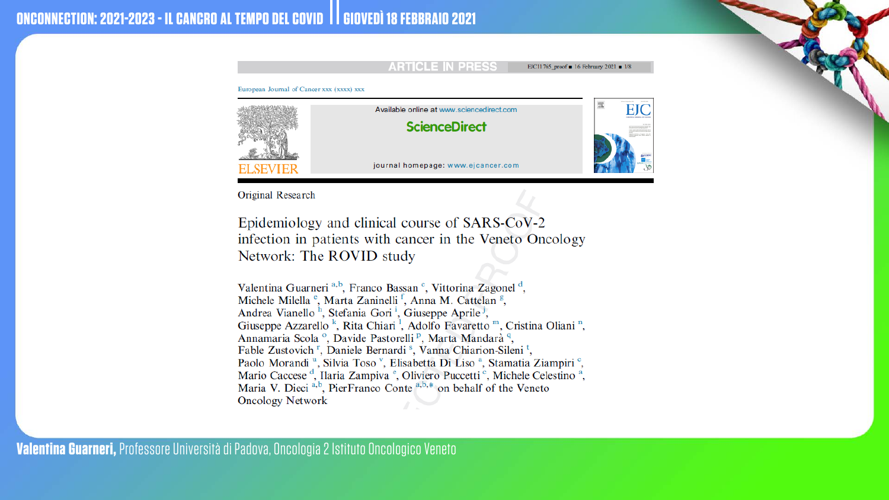ONCONNECTION: 2021-2023 - IL CANCRO AL TEMPO DEL COVID || GIOVEDÌ 18 FEBBRAIO 2021

ARTICLE IN PRESS

European Journal of Cancer xxx (xxxx) xxx

Available online at www.sciencedirect.com

ScienceDirect

journal homepage: www.ejcancer.com

Original Research

# Epidemiology and clinical course of SARS-CoV-2 infection in patients with cancer in the Veneto Oncology Network: The ROVID study

Valentina Guarneri [a,b], Franco Bassan [c], Vittorina Zagonel [d], Michele Milella [e], Marta Zaninelli [f], Anna M. Cattelan [g], Andrea Vianello [h], Stefania Gori [i], Giuseppe Aprile [j], Giuseppe Azzarello [k], Rita Chiari [l], Adolfo Favaretto [m], Cristina Oliani [n], Annamaria Scola [o], Davide Pastorelli [p], Marta Mandarà [q], Fable Zustovich [r], Daniele Bernardi [s], Vanna Chiarion-Sileni [t], Paolo Morandi [u], Silvia Toso [v], Elisabetta Di Liso [a], Stamatia Ziampiri [c], Mario Caccese [d], Ilaria Zampiva [e], Oliviero Puccetti [c], Michele Celestino [a], Maria V. Dieci [a,b], PierFranco Conte [a,b,*] on behalf of the Veneto Oncology Network

**Valentina Guarneri,** Professore Università di Padova, Oncologia 2 Istituto Oncologico Veneto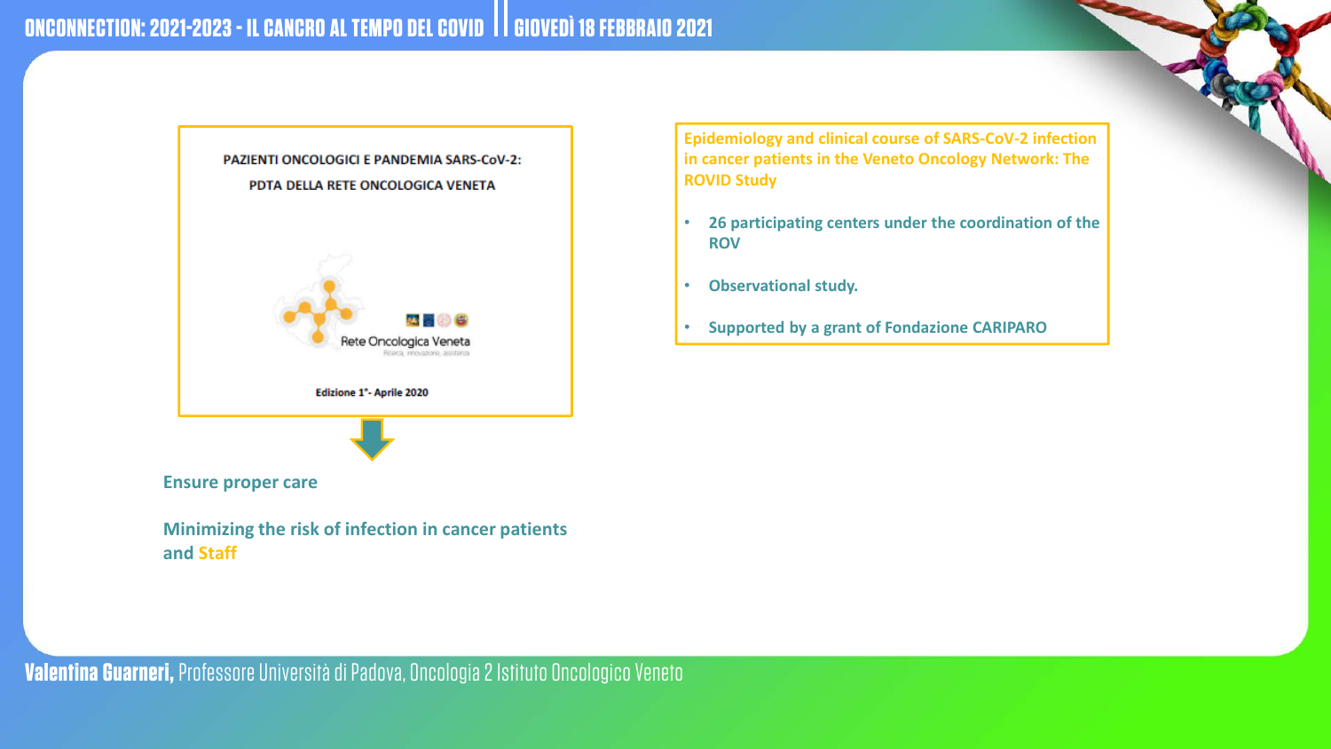PAZIENTI ONCOLOGICI E PANDEMIA SARS-CoV-2:

PDTA DELLA RETE ONCOLOGICA VENETA

Rete Oncologica Veneta

Ricerca, innovazione, assistenza

Edizione 1°- Aprile 2020

**Ensure proper care**

**Minimizing the risk of infection in cancer patients and Staff**

**Epidemiology and clinical course of SARS-CoV-2 infection in cancer patients in the Veneto Oncology Network: The ROVID Study**

- **26 participating centers under the coordination of the ROV**
- **Observational study.**
- **Supported by a grant of Fondazione CARIPARO**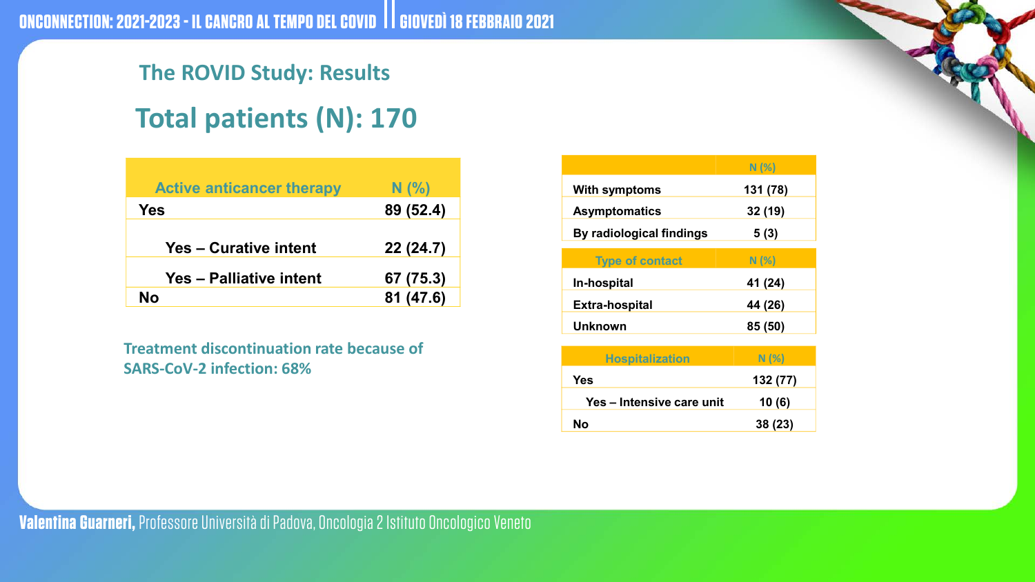## The ROVID Study: Results

# Total patients (N): 170

| Active anticancer therapy | N (%) |
|---|---|
| Yes | 89 (52.4) |
| Yes – Curative intent | 22 (24.7) |
| Yes – Palliative intent | 67 (75.3) |
| No | 81 (47.6) |

**Treatment discontinuation rate because of SARS-CoV-2 infection: 68%**

| | N (%) |
|---|---|
| With symptoms | 131 (78) |
| Asymptomatics | 32 (19) |
| By radiological findings | 5 (3) |

| Type of contact | N (%) |
|---|---|
| In-hospital | 41 (24) |
| Extra-hospital | 44 (26) |
| Unknown | 85 (50) |

| Hospitalization | N (%) |
|---|---|
| Yes | 132 (77) |
| Yes – Intensive care unit | 10 (6) |
| No | 38 (23) |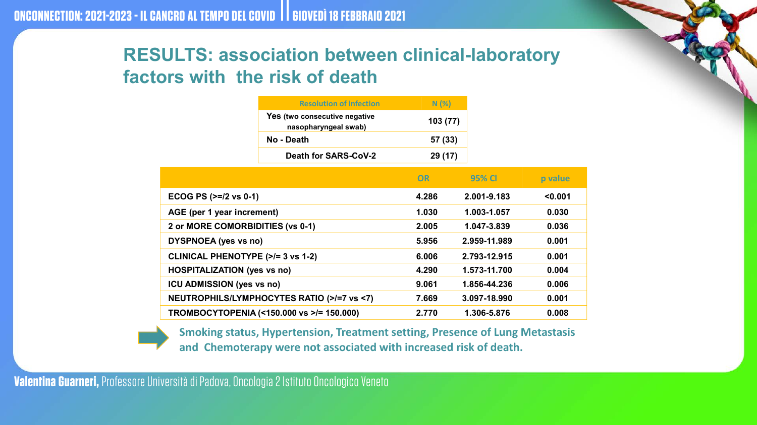## RESULTS: association between clinical-laboratory factors with the risk of death

| Resolution of infection | N (%) |
|---|---|
| Yes (two consecutive negative nasopharyngeal swab) | 103 (77) |
| No - Death | 57 (33) |
| Death for SARS-CoV-2 | 29 (17) |

| | OR | 95% CI | p value |
|---|---|---|---|
| ECOG PS (>=/2 vs 0-1) | 4.286 | 2.001-9.183 | <0.001 |
| AGE (per 1 year increment) | 1.030 | 1.003-1.057 | 0.030 |
| 2 or MORE COMORBIDITIES (vs 0-1) | 2.005 | 1.047-3.839 | 0.036 |
| DYSPNOEA (yes vs no) | 5.956 | 2.959-11.989 | 0.001 |
| CLINICAL PHENOTYPE (>/= 3 vs 1-2) | 6.006 | 2.793-12.915 | 0.001 |
| HOSPITALIZATION (yes vs no) | 4.290 | 1.573-11.700 | 0.004 |
| ICU ADMISSION (yes vs no) | 9.061 | 1.856-44.236 | 0.006 |
| NEUTROPHILS/LYMPHOCYTES RATIO (>/=7 vs <7) | 7.669 | 3.097-18.990 | 0.001 |
| TROMBOCYTOPENIA (<150.000 vs >/= 150.000) | 2.770 | 1.306-5.876 | 0.008 |

**Smoking status, Hypertension, Treatment setting, Presence of Lung Metastasis and Chemoterapy were not associated with increased risk of death.**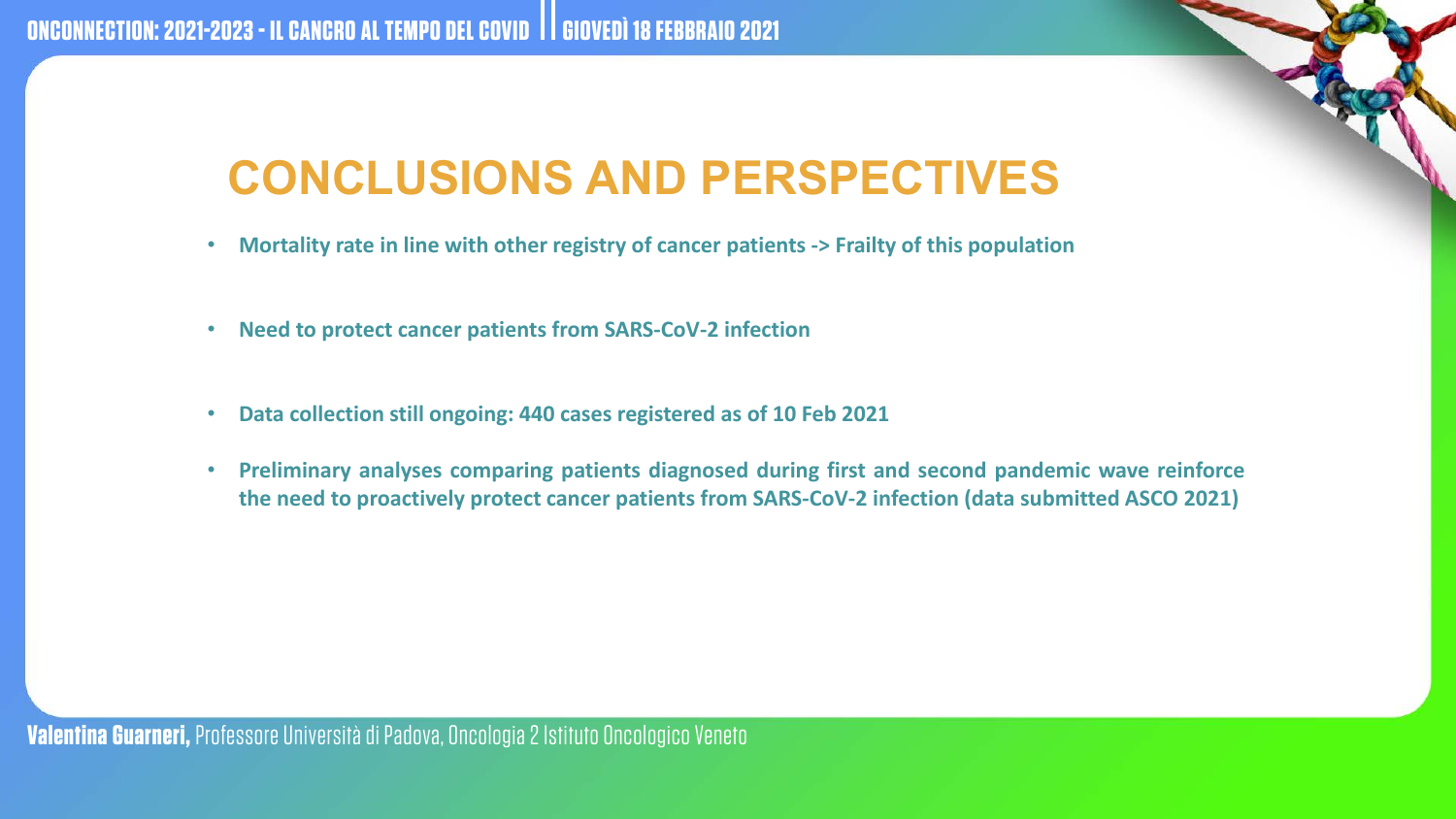# CONCLUSIONS AND PERSPECTIVES

- **Mortality rate in line with other registry of cancer patients -> Frailty of this population**
- **Need to protect cancer patients from SARS-CoV-2 infection**
- **Data collection still ongoing: 440 cases registered as of 10 Feb 2021**
- **Preliminary analyses comparing patients diagnosed during first and second pandemic wave reinforce the need to proactively protect cancer patients from SARS-CoV-2 infection (data submitted ASCO 2021)**